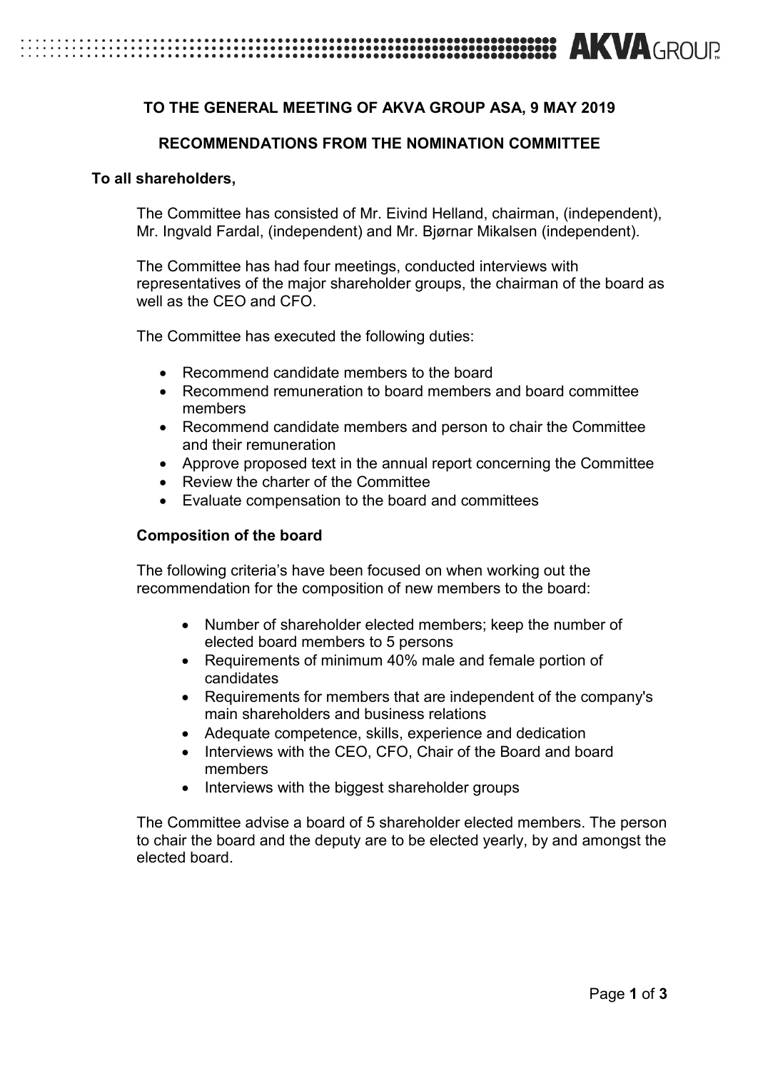**TO THE GENERAL MEETING OF AKVA GROUP ASA, 9 MAY 2019**

**RECOMMENDATIONS FROM THE NOMINATION COMMITTEE**

**To all shareholders,**

The Committee has consisted of Mr. Eivind Helland, chairman, (independent), Mr. Ingvald Fardal, (independent) and Mr. Bjørnar Mikalsen (independent).

The Committee has had four meetings, conducted interviews with representatives of the major shareholder groups, the chairman of the board as well as the CEO and CFO.

The Committee has executed the following duties:

- Recommend candidate members to the board
- Recommend remuneration to board members and board committee members
- Recommend candidate members and person to chair the Committee and their remuneration
- Approve proposed text in the annual report concerning the Committee
- Review the charter of the Committee
- Evaluate compensation to the board and committees

**Composition of the board**

The following criteria's have been focused on when working out the recommendation for the composition of new members to the board:

- Number of shareholder elected members; keep the number of elected board members to 5 persons
- Requirements of minimum 40% male and female portion of candidates
- Requirements for members that are independent of the company's main shareholders and business relations
- Adequate competence, skills, experience and dedication
- Interviews with the CEO, CFO, Chair of the Board and board members
- Interviews with the biggest shareholder groups

The Committee advise a board of 5 shareholder elected members. The person to chair the board and the deputy are to be elected yearly, by and amongst the elected board.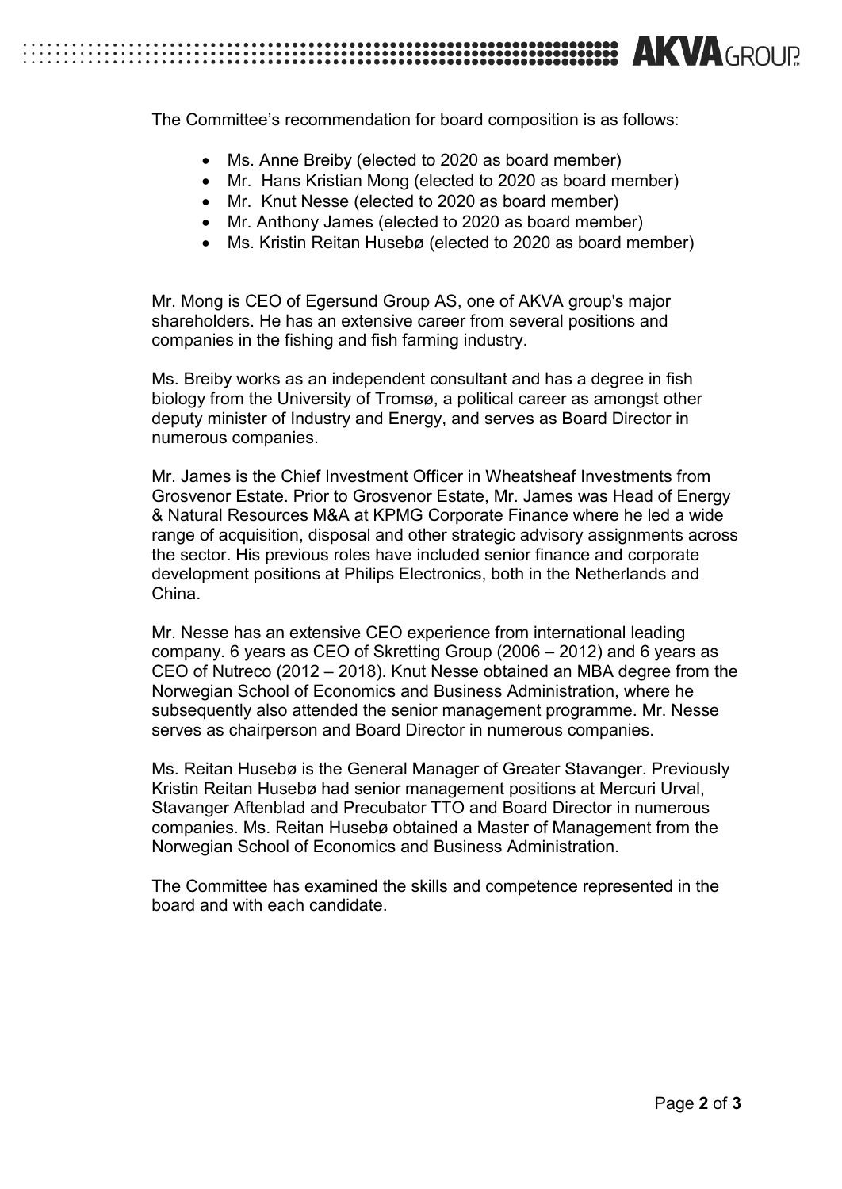The Committee's recommendation for board composition is as follows:

- Ms. Anne Breiby (elected to 2020 as board member)
- Mr. Hans Kristian Mong (elected to 2020 as board member)
- Mr. Knut Nesse (elected to 2020 as board member)
- Mr. Anthony James (elected to 2020 as board member)
- Ms. Kristin Reitan Husebø (elected to 2020 as board member)

Mr. Mong is CEO of Egersund Group AS, one of AKVA group's major shareholders. He has an extensive career from several positions and companies in the fishing and fish farming industry.

Ms. Breiby works as an independent consultant and has a degree in fish biology from the University of Tromsø, a political career as amongst other deputy minister of Industry and Energy, and serves as Board Director in numerous companies.

Mr. James is the Chief Investment Officer in Wheatsheaf Investments from Grosvenor Estate. Prior to Grosvenor Estate, Mr. James was Head of Energy & Natural Resources M&A at KPMG Corporate Finance where he led a wide range of acquisition, disposal and other strategic advisory assignments across the sector. His previous roles have included senior finance and corporate development positions at Philips Electronics, both in the Netherlands and China.

Mr. Nesse has an extensive CEO experience from international leading company. 6 years as CEO of Skretting Group (2006 – 2012) and 6 years as CEO of Nutreco (2012 – 2018). Knut Nesse obtained an MBA degree from the Norwegian School of Economics and Business Administration, where he subsequently also attended the senior management programme. Mr. Nesse serves as chairperson and Board Director in numerous companies.

Ms. Reitan Husebø is the General Manager of Greater Stavanger. Previously Kristin Reitan Husebø had senior management positions at Mercuri Urval, Stavanger Aftenblad and Precubator TTO and Board Director in numerous companies. Ms. Reitan Husebø obtained a Master of Management from the Norwegian School of Economics and Business Administration.

The Committee has examined the skills and competence represented in the board and with each candidate.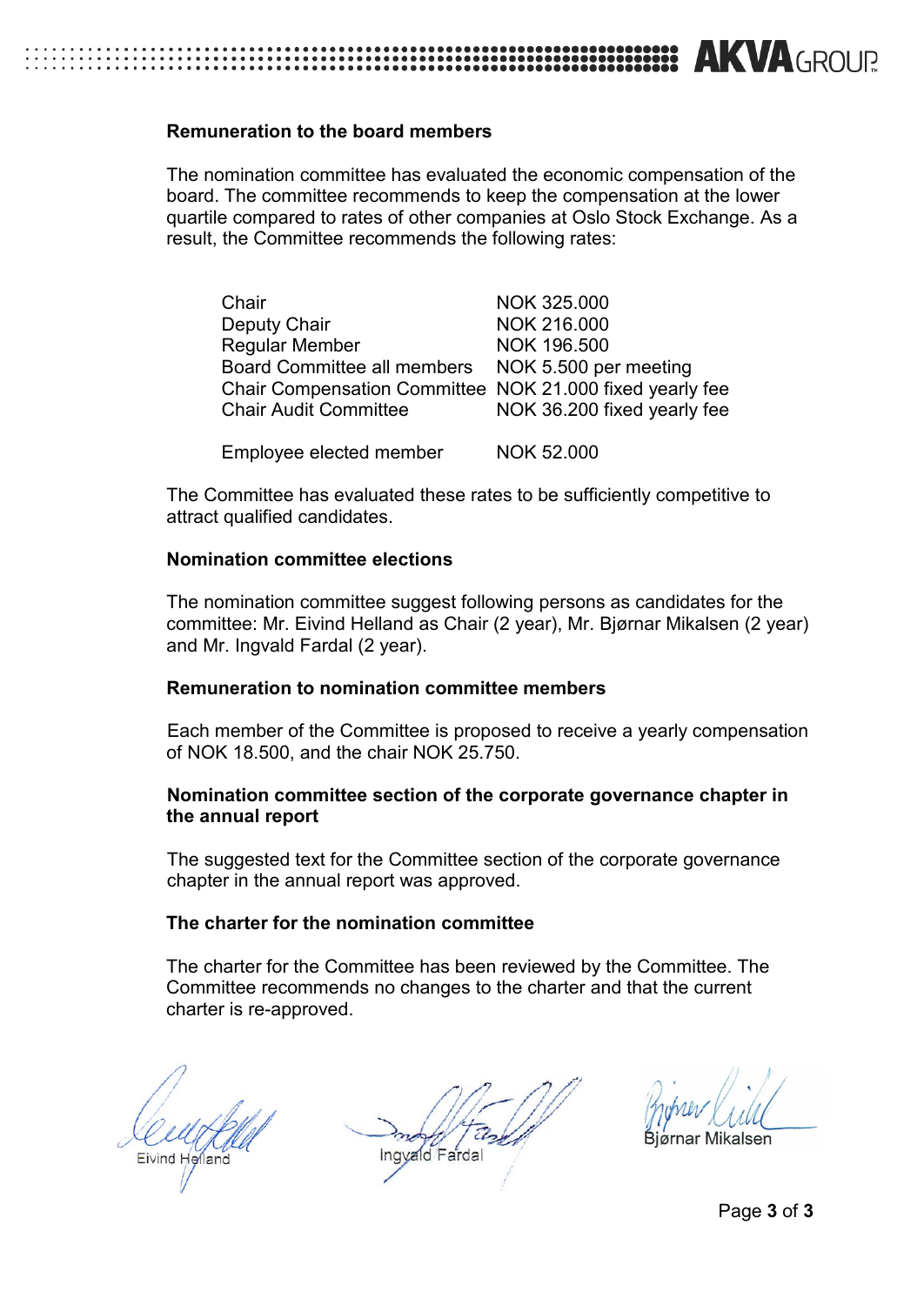**Remuneration to the board members**

The nomination committee has evaluated the economic compensation of the board. The committee recommends to keep the compensation at the lower quartile compared to rates of other companies at Oslo Stock Exchange. As a result, the Committee recommends the following rates:

| | |
|---|---|
| Chair | NOK 325.000 |
| Deputy Chair | NOK 216.000 |
| Regular Member | NOK 196.500 |
| Board Committee all members | NOK 5.500 per meeting |
| Chair Compensation Committee | NOK 21.000 fixed yearly fee |
| Chair Audit Committee | NOK 36.200 fixed yearly fee |
| Employee elected member | NOK 52.000 |

The Committee has evaluated these rates to be sufficiently competitive to attract qualified candidates.

**Nomination committee elections**

The nomination committee suggest following persons as candidates for the committee: Mr. Eivind Helland as Chair (2 year), Mr. Bjørnar Mikalsen (2 year) and Mr. Ingvald Fardal (2 year).

**Remuneration to nomination committee members**

Each member of the Committee is proposed to receive a yearly compensation of NOK 18.500, and the chair NOK 25.750.

**Nomination committee section of the corporate governance chapter in the annual report**

The suggested text for the Committee section of the corporate governance chapter in the annual report was approved.

**The charter for the nomination committee**

The charter for the Committee has been reviewed by the Committee. The Committee recommends no changes to the charter and that the current charter is re-approved.

Eivind Helland    Ingvald Fardal    Bjørnar Mikalsen